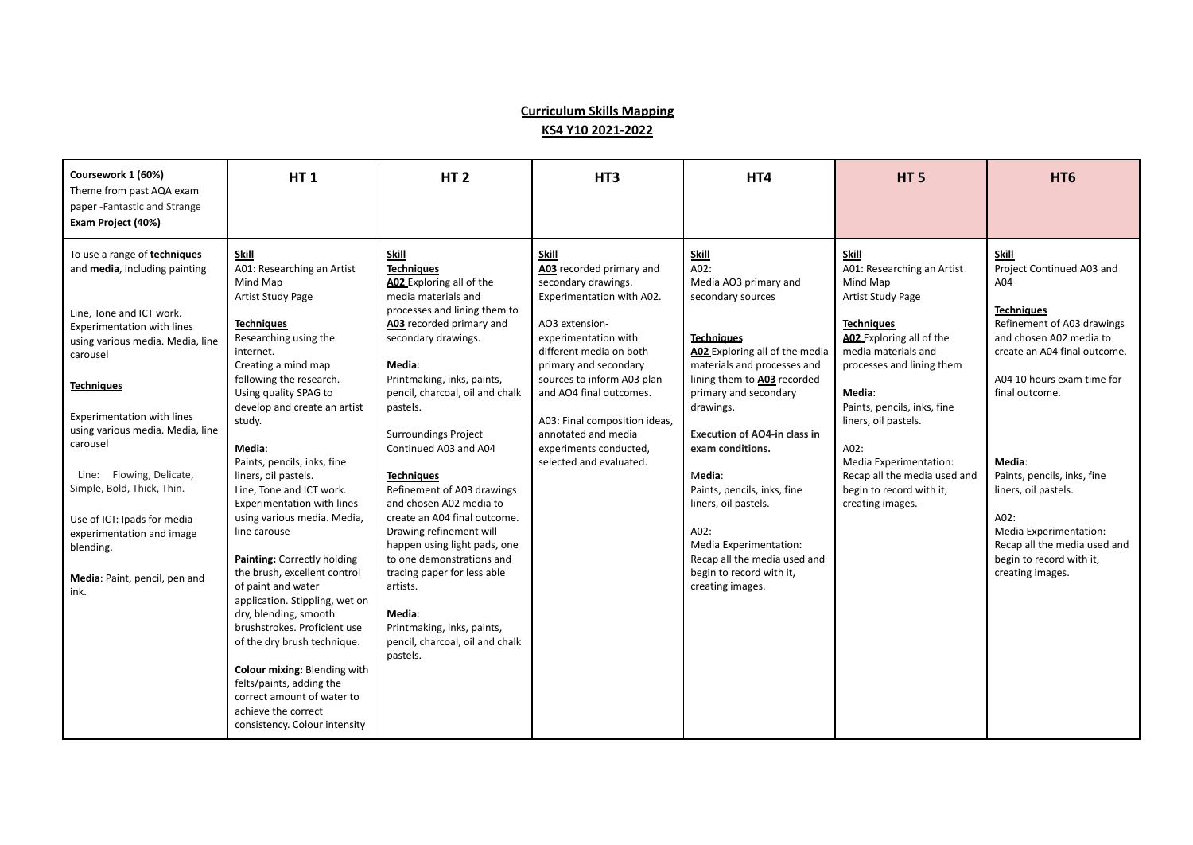**Curriculum Skills Mapping**

**KS4 Y10 2021-2022**

| **Coursework 1 (60%)** Theme from past AQA exam paper -Fantastic and Strange **Exam Project (40%)** | **HT 1** | **HT 2** | **HT3** | **HT4** | **HT 5** | **HT6** |
|---|---|---|---|---|---|---|
| To use a range of **techniques** and **media**, including painting<br><br>Line, Tone and ICT work. Experimentation with lines using various media. Media, line carousel<br><br>**Techniques**<br><br>Experimentation with lines using various media. Media, line carousel<br><br>Line: Flowing, Delicate, Simple, Bold, Thick, Thin.<br><br>Use of ICT: Ipads for media experimentation and image blending.<br><br>**Media**: Paint, pencil, pen and ink. | **Skill**<br>A01: Researching an Artist Mind Map Artist Study Page<br><br>**Techniques**<br>Researching using the internet.<br>Creating a mind map following the research.<br>Using quality SPAG to develop and create an artist study.<br><br>**Media**:<br>Paints, pencils, inks, fine liners, oil pastels.<br>Line, Tone and ICT work.<br>Experimentation with lines using various media. Media, line carouse<br><br>**Painting:** Correctly holding the brush, excellent control of paint and water application. Stippling, wet on dry, blending, smooth brushstrokes. Proficient use of the dry brush technique.<br><br>**Colour mixing:** Blending with felts/paints, adding the correct amount of water to achieve the correct consistency. Colour intensity | **Skill**<br>**Techniques**<br>**A02** Exploring all of the media materials and processes and lining them to **A03** recorded primary and secondary drawings.<br><br>**Media**:<br>Printmaking, inks, paints, pencil, charcoal, oil and chalk pastels.<br><br>Surroundings Project Continued A03 and A04<br><br>**Techniques**<br>Refinement of A03 drawings and chosen A02 media to create an A04 final outcome.<br>Drawing refinement will happen using light pads, one to one demonstrations and tracing paper for less able artists.<br><br>**Media**:<br>Printmaking, inks, paints, pencil, charcoal, oil and chalk pastels. | **Skill**<br>**A03** recorded primary and secondary drawings. Experimentation with A02.<br><br>AO3 extension-experimentation with different media on both primary and secondary sources to inform A03 plan and AO4 final outcomes.<br><br>A03: Final composition ideas, annotated and media experiments conducted, selected and evaluated. | **Skill**<br>A02:<br>Media AO3 primary and secondary sources<br><br>**Techniques**<br>**A02** Exploring all of the media materials and processes and lining them to **A03** recorded primary and secondary drawings.<br><br>**Execution of AO4-in class in exam conditions.**<br><br>**Media**:<br>Paints, pencils, inks, fine liners, oil pastels.<br><br>A02:<br>Media Experimentation: Recap all the media used and begin to record with it, creating images. | **Skill**<br>A01: Researching an Artist Mind Map Artist Study Page<br><br>**Techniques**<br>**A02** Exploring all of the media materials and processes and lining them<br><br>**Media**:<br>Paints, pencils, inks, fine liners, oil pastels.<br><br>A02:<br>Media Experimentation: Recap all the media used and begin to record with it, creating images. | **Skill**<br>Project Continued A03 and A04<br><br>**Techniques**<br>Refinement of A03 drawings and chosen A02 media to create an A04 final outcome.<br><br>A04 10 hours exam time for final outcome.<br><br>**Media**:<br>Paints, pencils, inks, fine liners, oil pastels.<br><br>A02:<br>Media Experimentation: Recap all the media used and begin to record with it, creating images. |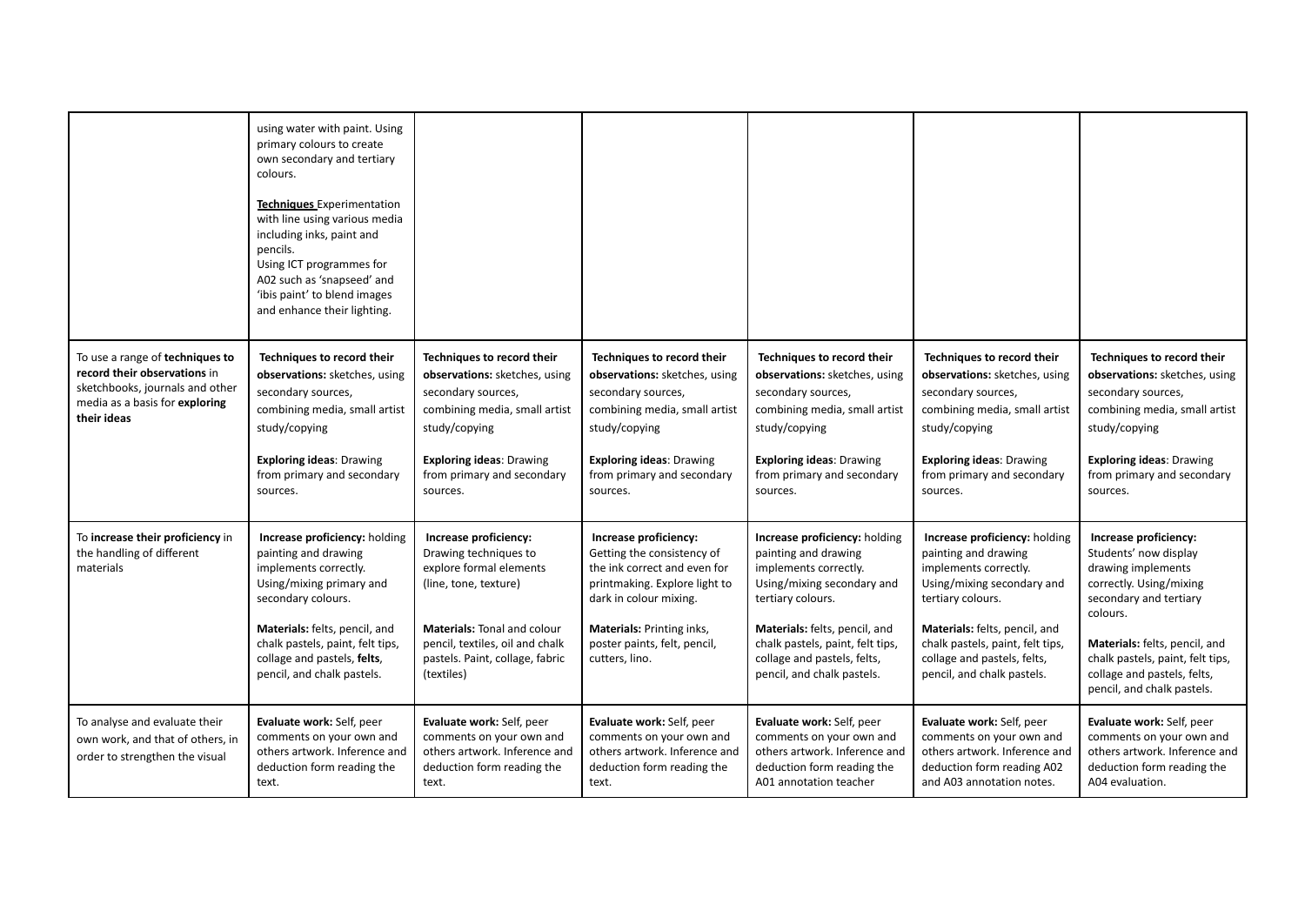| | | | | | | |
|---|---|---|---|---|---|---|
| | using water with paint. Using primary colours to create own secondary and tertiary colours.<br><br>**Techniques** Experimentation with line using various media including inks, paint and pencils.<br>Using ICT programmes for A02 such as 'snapseed' and 'ibis paint' to blend images and enhance their lighting. | | | | | |
| To use a range of **techniques to record their observations** in sketchbooks, journals and other media as a basis for **exploring their ideas** | **Techniques to record their observations:** sketches, using secondary sources, combining media, small artist study/copying<br><br>**Exploring ideas**: Drawing from primary and secondary sources. | **Techniques to record their observations:** sketches, using secondary sources, combining media, small artist study/copying<br><br>**Exploring ideas**: Drawing from primary and secondary sources. | **Techniques to record their observations:** sketches, using secondary sources, combining media, small artist study/copying<br><br>**Exploring ideas**: Drawing from primary and secondary sources. | **Techniques to record their observations:** sketches, using secondary sources, combining media, small artist study/copying<br><br>**Exploring ideas**: Drawing from primary and secondary sources. | **Techniques to record their observations:** sketches, using secondary sources, combining media, small artist study/copying<br><br>**Exploring ideas**: Drawing from primary and secondary sources. | **Techniques to record their observations:** sketches, using secondary sources, combining media, small artist study/copying<br><br>**Exploring ideas**: Drawing from primary and secondary sources. |
| To **increase their proficiency** in the handling of different materials | **Increase proficiency:** holding painting and drawing implements correctly. Using/mixing primary and secondary colours.<br><br>**Materials:** felts, pencil, and chalk pastels, paint, felt tips, collage and pastels, **felts**, pencil, and chalk pastels. | **Increase proficiency:** Drawing techniques to explore formal elements (line, tone, texture)<br><br>**Materials:** Tonal and colour pencil, textiles, oil and chalk pastels. Paint, collage, fabric (textiles) | **Increase proficiency:** Getting the consistency of the ink correct and even for printmaking. Explore light to dark in colour mixing.<br><br>**Materials:** Printing inks, poster paints, felt, pencil, cutters, lino. | **Increase proficiency:** holding painting and drawing implements correctly. Using/mixing secondary and tertiary colours.<br><br>**Materials:** felts, pencil, and chalk pastels, paint, felt tips, collage and pastels, felts, pencil, and chalk pastels. | **Increase proficiency:** holding painting and drawing implements correctly. Using/mixing secondary and tertiary colours.<br><br>**Materials:** felts, pencil, and chalk pastels, paint, felt tips, collage and pastels, felts, pencil, and chalk pastels. | **Increase proficiency:** Students' now display drawing implements correctly. Using/mixing secondary and tertiary colours.<br><br>**Materials:** felts, pencil, and chalk pastels, paint, felt tips, collage and pastels, felts, pencil, and chalk pastels. |
| To analyse and evaluate their own work, and that of others, in order to strengthen the visual | **Evaluate work:** Self, peer comments on your own and others artwork. Inference and deduction form reading the text. | **Evaluate work:** Self, peer comments on your own and others artwork. Inference and deduction form reading the text. | **Evaluate work:** Self, peer comments on your own and others artwork. Inference and deduction form reading the text. | **Evaluate work:** Self, peer comments on your own and others artwork. Inference and deduction form reading the A01 annotation teacher | **Evaluate work:** Self, peer comments on your own and others artwork. Inference and deduction form reading A02 and A03 annotation notes. | **Evaluate work:** Self, peer comments on your own and others artwork. Inference and deduction form reading the A04 evaluation. |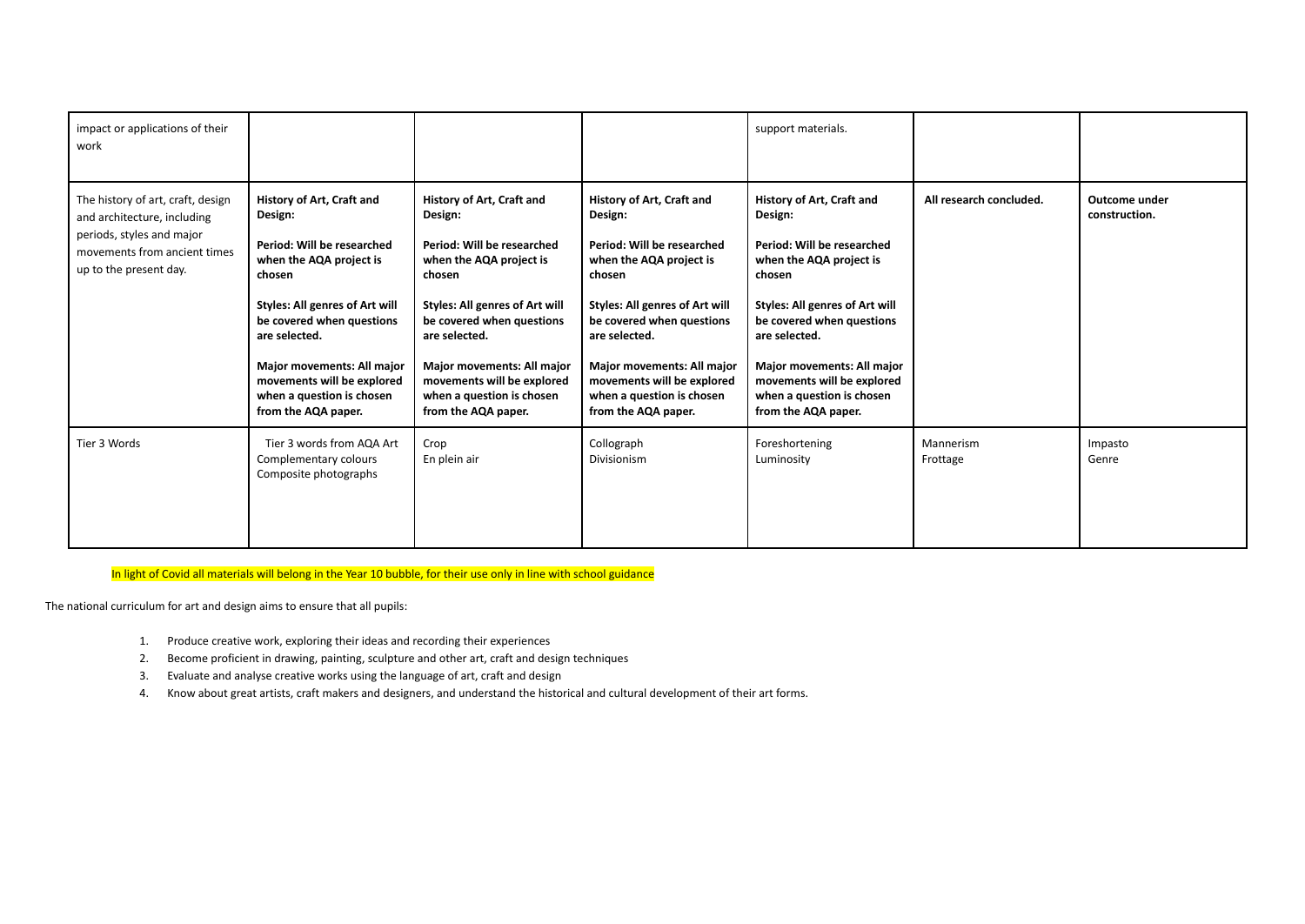| | | | | | | |
|---|---|---|---|---|---|---|
| impact or applications of their work | | | | support materials. | | |
| The history of art, craft, design and architecture, including periods, styles and major movements from ancient times up to the present day. | **History of Art, Craft and Design:**<br><br>**Period: Will be researched when the AQA project is chosen**<br><br>**Styles: All genres of Art will be covered when questions are selected.**<br><br>**Major movements: All major movements will be explored when a question is chosen from the AQA paper.** | **History of Art, Craft and Design:**<br><br>**Period: Will be researched when the AQA project is chosen**<br><br>**Styles: All genres of Art will be covered when questions are selected.**<br><br>**Major movements: All major movements will be explored when a question is chosen from the AQA paper.** | **History of Art, Craft and Design:**<br><br>**Period: Will be researched when the AQA project is chosen**<br><br>**Styles: All genres of Art will be covered when questions are selected.**<br><br>**Major movements: All major movements will be explored when a question is chosen from the AQA paper.** | **History of Art, Craft and Design:**<br><br>**Period: Will be researched when the AQA project is chosen**<br><br>**Styles: All genres of Art will be covered when questions are selected.**<br><br>**Major movements: All major movements will be explored when a question is chosen from the AQA paper.** | **All research concluded.** | **Outcome under construction.** |
| Tier 3 Words | Tier 3 words from AQA Art<br>Complementary colours<br>Composite photographs | Crop<br>En plein air | Collograph<br>Divisionism | Foreshortening<br>Luminosity | Mannerism<br>Frottage | Impasto<br>Genre |

In light of Covid all materials will belong in the Year 10 bubble, for their use only in line with school guidance

The national curriculum for art and design aims to ensure that all pupils:

1. Produce creative work, exploring their ideas and recording their experiences
2. Become proficient in drawing, painting, sculpture and other art, craft and design techniques
3. Evaluate and analyse creative works using the language of art, craft and design
4. Know about great artists, craft makers and designers, and understand the historical and cultural development of their art forms.